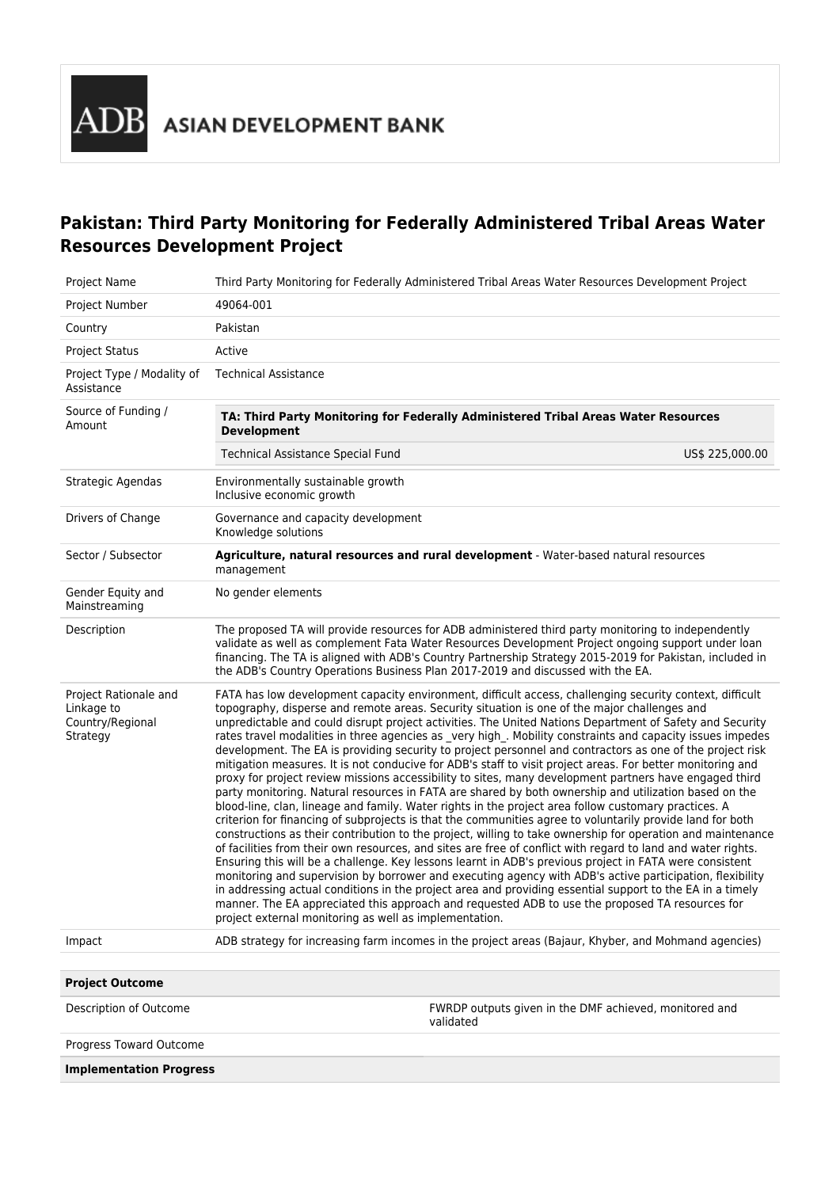ADB ASIAN DEVELOPMENT BANK

# Pakistan: Third Party Monitoring for Federally Administered Tribal Areas Water Resources Development Project

| | |
|---|---|
| Project Name | Third Party Monitoring for Federally Administered Tribal Areas Water Resources Development Project |
| Project Number | 49064-001 |
| Country | Pakistan |
| Project Status | Active |
| Project Type / Modality of Assistance | Technical Assistance |
| Source of Funding / Amount | **TA: Third Party Monitoring for Federally Administered Tribal Areas Water Resources Development**<br>Technical Assistance Special Fund US$ 225,000.00 |
| Strategic Agendas | Environmentally sustainable growth<br>Inclusive economic growth |
| Drivers of Change | Governance and capacity development<br>Knowledge solutions |
| Sector / Subsector | **Agriculture, natural resources and rural development** - Water-based natural resources management |
| Gender Equity and Mainstreaming | No gender elements |
| Description | The proposed TA will provide resources for ADB administered third party monitoring to independently validate as well as complement Fata Water Resources Development Project ongoing support under loan financing. The TA is aligned with ADB's Country Partnership Strategy 2015-2019 for Pakistan, included in the ADB's Country Operations Business Plan 2017-2019 and discussed with the EA. |
| Project Rationale and Linkage to Country/Regional Strategy | FATA has low development capacity environment, difficult access, challenging security context, difficult topography, disperse and remote areas. Security situation is one of the major challenges and unpredictable and could disrupt project activities. The United Nations Department of Safety and Security rates travel modalities in three agencies as _very high_. Mobility constraints and capacity issues impedes development. The EA is providing security to project personnel and contractors as one of the project risk mitigation measures. It is not conducive for ADB's staff to visit project areas. For better monitoring and proxy for project review missions accessibility to sites, many development partners have engaged third party monitoring. Natural resources in FATA are shared by both ownership and utilization based on the blood-line, clan, lineage and family. Water rights in the project area follow customary practices. A criterion for financing of subprojects is that the communities agree to voluntarily provide land for both constructions as their contribution to the project, willing to take ownership for operation and maintenance of facilities from their own resources, and sites are free of conflict with regard to land and water rights. Ensuring this will be a challenge. Key lessons learnt in ADB's previous project in FATA were consistent monitoring and supervision by borrower and executing agency with ADB's active participation, flexibility in addressing actual conditions in the project area and providing essential support to the EA in a timely manner. The EA appreciated this approach and requested ADB to use the proposed TA resources for project external monitoring as well as implementation. |
| Impact | ADB strategy for increasing farm incomes in the project areas (Bajaur, Khyber, and Mohmand agencies) |

| **Project Outcome** | |
|---|---|
| Description of Outcome | FWRDP outputs given in the DMF achieved, monitored and validated |
| Progress Toward Outcome | |
| **Implementation Progress** | |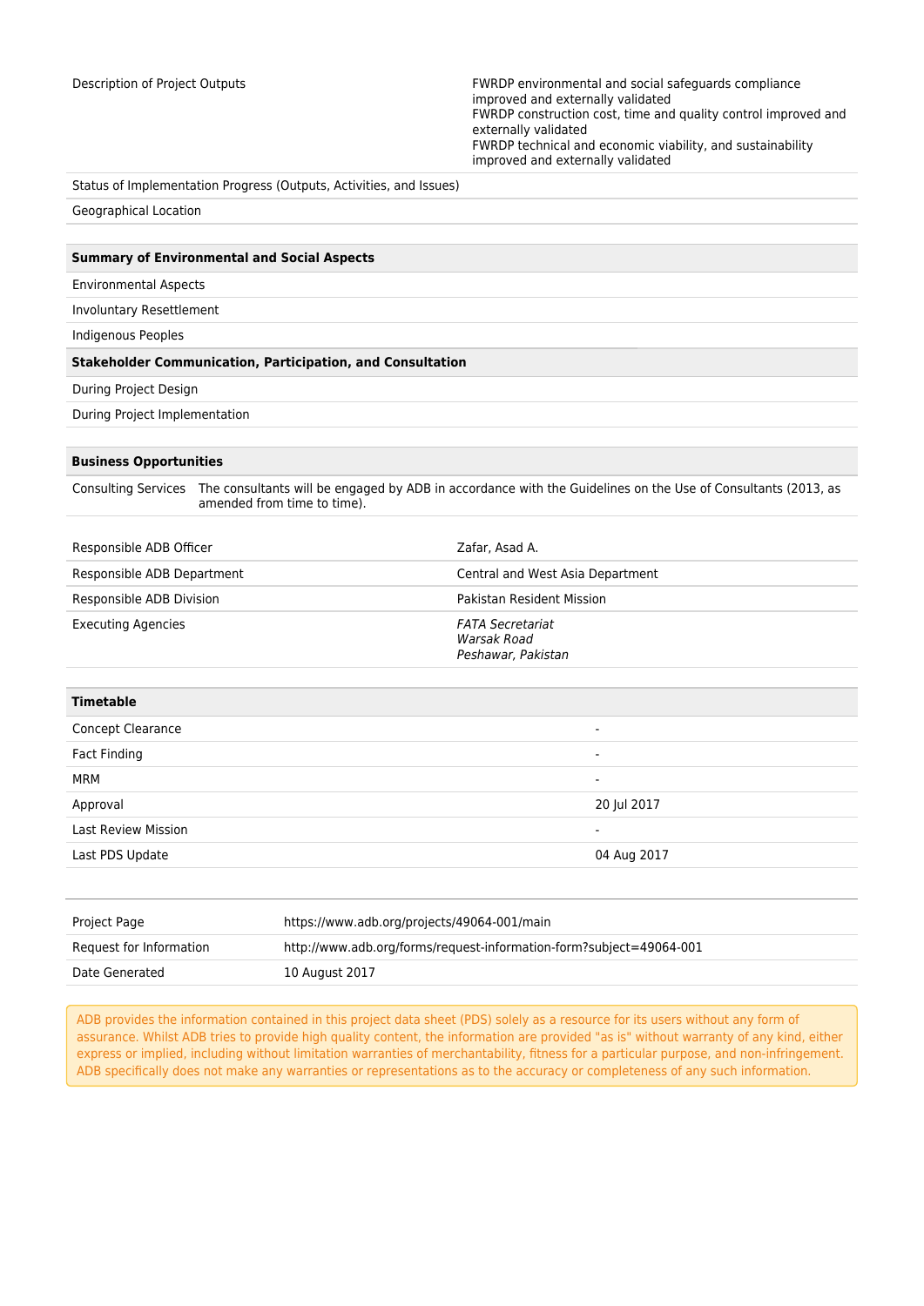| | |
|---|---|
| Description of Project Outputs | FWRDP environmental and social safeguards compliance improved and externally validated<br>FWRDP construction cost, time and quality control improved and externally validated<br>FWRDP technical and economic viability, and sustainability improved and externally validated |
| Status of Implementation Progress (Outputs, Activities, and Issues) | |
| Geographical Location | |

| **Summary of Environmental and Social Aspects** | |
|---|---|
| Environmental Aspects | |
| Involuntary Resettlement | |
| Indigenous Peoples | |
| **Stakeholder Communication, Participation, and Consultation** | |
| During Project Design | |
| During Project Implementation | |

| **Business Opportunities** | |
|---|---|
| Consulting Services | The consultants will be engaged by ADB in accordance with the Guidelines on the Use of Consultants (2013, as amended from time to time). |

| | |
|---|---|
| Responsible ADB Officer | Zafar, Asad A. |
| Responsible ADB Department | Central and West Asia Department |
| Responsible ADB Division | Pakistan Resident Mission |
| Executing Agencies | *FATA Secretariat*<br>*Warsak Road*<br>*Peshawar, Pakistan* |

| **Timetable** | |
|---|---|
| Concept Clearance | - |
| Fact Finding | - |
| MRM | - |
| Approval | 20 Jul 2017 |
| Last Review Mission | - |
| Last PDS Update | 04 Aug 2017 |

| | |
|---|---|
| Project Page | https://www.adb.org/projects/49064-001/main |
| Request for Information | http://www.adb.org/forms/request-information-form?subject=49064-001 |
| Date Generated | 10 August 2017 |

ADB provides the information contained in this project data sheet (PDS) solely as a resource for its users without any form of assurance. Whilst ADB tries to provide high quality content, the information are provided "as is" without warranty of any kind, either express or implied, including without limitation warranties of merchantability, fitness for a particular purpose, and non-infringement. ADB specifically does not make any warranties or representations as to the accuracy or completeness of any such information.